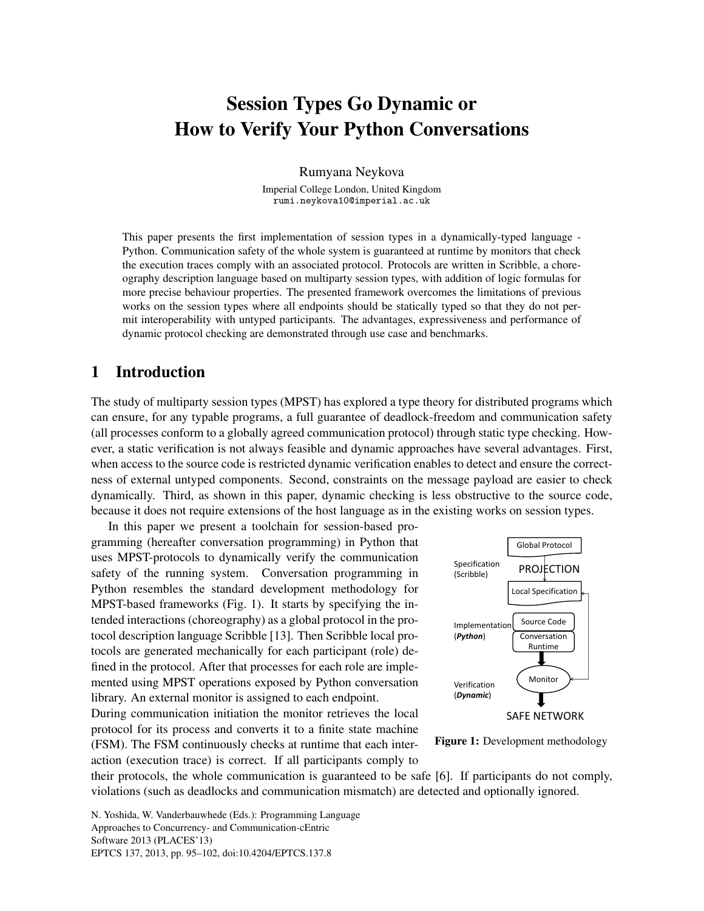# Session Types Go Dynamic or How to Verify Your Python Conversations

Rumyana Neykova

Imperial College London, United Kingdom
rumi.neykova10@imperial.ac.uk

This paper presents the first implementation of session types in a dynamically-typed language - Python. Communication safety of the whole system is guaranteed at runtime by monitors that check the execution traces comply with an associated protocol. Protocols are written in Scribble, a choreography description language based on multiparty session types, with addition of logic formulas for more precise behaviour properties. The presented framework overcomes the limitations of previous works on the session types where all endpoints should be statically typed so that they do not permit interoperability with untyped participants. The advantages, expressiveness and performance of dynamic protocol checking are demonstrated through use case and benchmarks.

## 1 Introduction

The study of multiparty session types (MPST) has explored a type theory for distributed programs which can ensure, for any typable programs, a full guarantee of deadlock-freedom and communication safety (all processes conform to a globally agreed communication protocol) through static type checking. However, a static verification is not always feasible and dynamic approaches have several advantages. First, when access to the source code is restricted dynamic verification enables to detect and ensure the correctness of external untyped components. Second, constraints on the message payload are easier to check dynamically. Third, as shown in this paper, dynamic checking is less obstructive to the source code, because it does not require extensions of the host language as in the existing works on session types.

In this paper we present a toolchain for session-based programming (hereafter conversation programming) in Python that uses MPST-protocols to dynamically verify the communication safety of the running system. Conversation programming in Python resembles the standard development methodology for MPST-based frameworks (Fig. 1). It starts by specifying the intended interactions (choreography) as a global protocol in the protocol description language Scribble [13]. Then Scribble local protocols are generated mechanically for each participant (role) defined in the protocol. After that processes for each role are implemented using MPST operations exposed by Python conversation library. An external monitor is assigned to each endpoint.
During communication initiation the monitor retrieves the local protocol for its process and converts it to a finite state machine (FSM). The FSM continuously checks at runtime that each interaction (execution trace) is correct. If all participants comply to their protocols, the whole communication is guaranteed to be safe [6]. If participants do not comply, violations (such as deadlocks and communication mismatch) are detected and optionally ignored.

Global Protocol → PROJECTION → Local Specification (Specification (Scribble)); Source Code / Conversation Runtime (Implementation (*Python*)); Monitor (Verification (*Dynamic*)); SAFE NETWORK

**Figure 1:** Development methodology

N. Yoshida, W. Vanderbauwhede (Eds.): Programming Language Approaches to Concurrency- and Communication-cEntric Software 2013 (PLACES'13)
EPTCS 137, 2013, pp. 95–102, doi:10.4204/EPTCS.137.8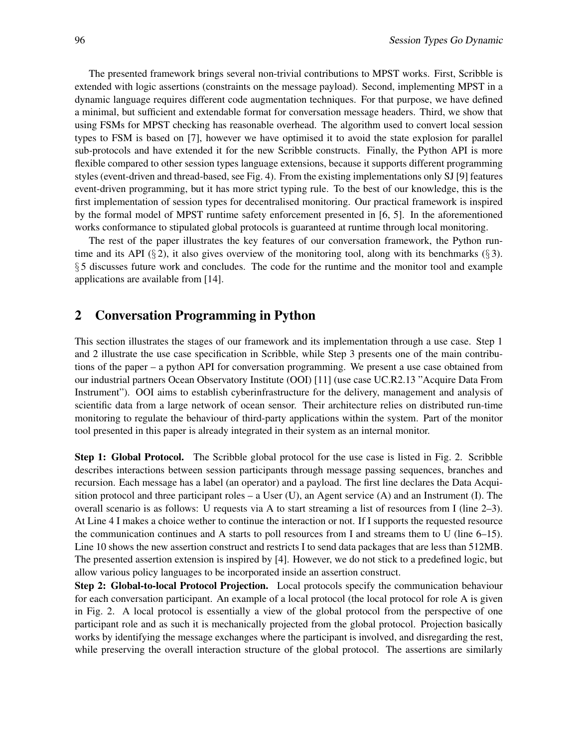The presented framework brings several non-trivial contributions to MPST works. First, Scribble is extended with logic assertions (constraints on the message payload). Second, implementing MPST in a dynamic language requires different code augmentation techniques. For that purpose, we have defined a minimal, but sufficient and extendable format for conversation message headers. Third, we show that using FSMs for MPST checking has reasonable overhead. The algorithm used to convert local session types to FSM is based on [7], however we have optimised it to avoid the state explosion for parallel sub-protocols and have extended it for the new Scribble constructs. Finally, the Python API is more flexible compared to other session types language extensions, because it supports different programming styles (event-driven and thread-based, see Fig. 4). From the existing implementations only SJ [9] features event-driven programming, but it has more strict typing rule. To the best of our knowledge, this is the first implementation of session types for decentralised monitoring. Our practical framework is inspired by the formal model of MPST runtime safety enforcement presented in [6, 5]. In the aforementioned works conformance to stipulated global protocols is guaranteed at runtime through local monitoring.

The rest of the paper illustrates the key features of our conversation framework, the Python runtime and its API (§ 2), it also gives overview of the monitoring tool, along with its benchmarks (§ 3). § 5 discusses future work and concludes. The code for the runtime and the monitor tool and example applications are available from [14].

## 2 Conversation Programming in Python

This section illustrates the stages of our framework and its implementation through a use case. Step 1 and 2 illustrate the use case specification in Scribble, while Step 3 presents one of the main contributions of the paper – a python API for conversation programming. We present a use case obtained from our industrial partners Ocean Observatory Institute (OOI) [11] (use case UC.R2.13 "Acquire Data From Instrument"). OOI aims to establish cyberinfrastructure for the delivery, management and analysis of scientific data from a large network of ocean sensor. Their architecture relies on distributed run-time monitoring to regulate the behaviour of third-party applications within the system. Part of the monitor tool presented in this paper is already integrated in their system as an internal monitor.

**Step 1: Global Protocol.** The Scribble global protocol for the use case is listed in Fig. 2. Scribble describes interactions between session participants through message passing sequences, branches and recursion. Each message has a label (an operator) and a payload. The first line declares the Data Acquisition protocol and three participant roles – a User (U), an Agent service (A) and an Instrument (I). The overall scenario is as follows: U requests via A to start streaming a list of resources from I (line 2–3). At Line 4 I makes a choice wether to continue the interaction or not. If I supports the requested resource the communication continues and A starts to poll resources from I and streams them to U (line 6–15). Line 10 shows the new assertion construct and restricts I to send data packages that are less than 512MB. The presented assertion extension is inspired by [4]. However, we do not stick to a predefined logic, but allow various policy languages to be incorporated inside an assertion construct.

**Step 2: Global-to-local Protocol Projection.** Local protocols specify the communication behaviour for each conversation participant. An example of a local protocol (the local protocol for role A is given in Fig. 2. A local protocol is essentially a view of the global protocol from the perspective of one participant role and as such it is mechanically projected from the global protocol. Projection basically works by identifying the message exchanges where the participant is involved, and disregarding the rest, while preserving the overall interaction structure of the global protocol. The assertions are similarly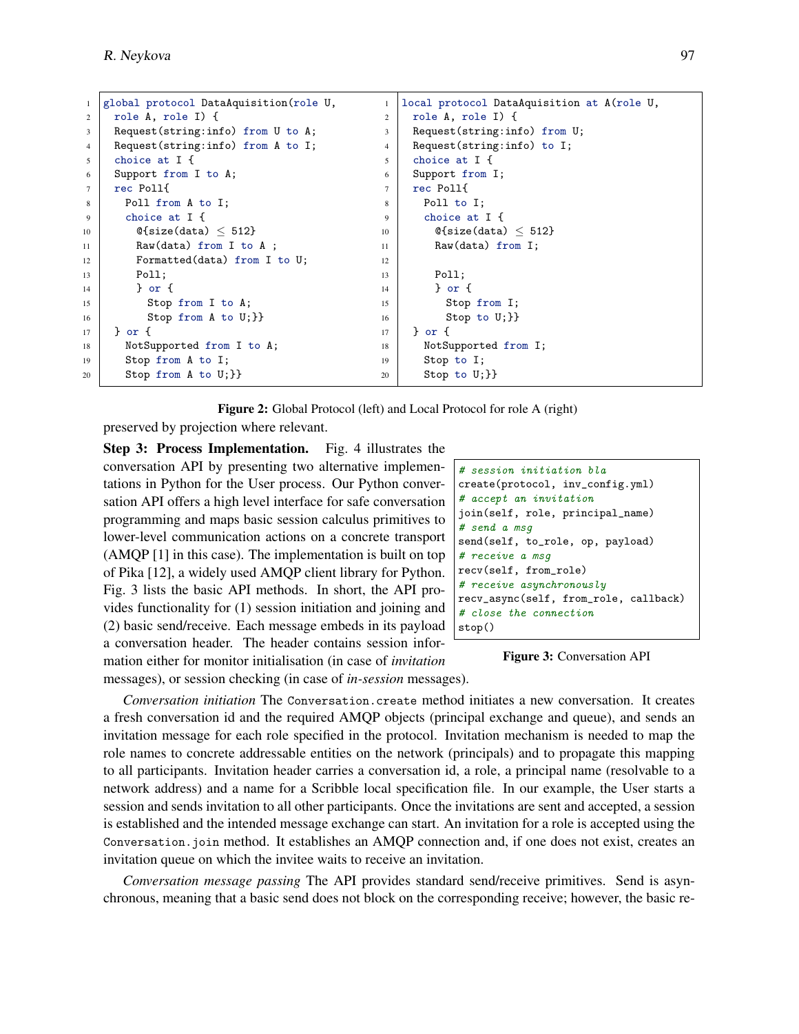```
global protocol DataAquisition(role U,
  role A, role I) {
  Request(string:info) from U to A;
  Request(string:info) from A to I;
  choice at I {
  Support from I to A;
  rec Poll{
    Poll from A to I;
    choice at I {
      @{size(data) ≤ 512}
      Raw(data) from I to A ;
      Formatted(data) from I to U;
      Poll;
      } or {
        Stop from I to A;
        Stop from A to U;}}
  } or {
    NotSupported from I to A;
    Stop from A to I;
    Stop from A to U;}}
```

```
local protocol DataAquisition at A(role U,
  role A, role I) {
  Request(string:info) from U;
  Request(string:info) to I;
  choice at I {
  Support from I;
  rec Poll{
    Poll to I;
    choice at I {
      @{size(data) ≤ 512}
      Raw(data) from I;

      Poll;
      } or {
        Stop from I;
        Stop to U;}}
  } or {
    NotSupported from I;
    Stop to I;
    Stop to U;}}
```

**Figure 2:** Global Protocol (left) and Local Protocol for role A (right)

preserved by projection where relevant.

**Step 3: Process Implementation.** Fig. 4 illustrates the conversation API by presenting two alternative implementations in Python for the User process. Our Python conversation API offers a high level interface for safe conversation programming and maps basic session calculus primitives to lower-level communication actions on a concrete transport (AMQP [1] in this case). The implementation is built on top of Pika [12], a widely used AMQP client library for Python. Fig. 3 lists the basic API methods. In short, the API provides functionality for (1) session initiation and joining and (2) basic send/receive. Each message embeds in its payload a conversation header. The header contains session information either for monitor initialisation (in case of *invitation* messages), or session checking (in case of *in-session* messages).

```
# session initiation bla
create(protocol, inv_config.yml)
# accept an invitation
join(self, role, principal_name)
# send a msg
send(self, to_role, op, payload)
# receive a msg
recv(self, from_role)
# receive asynchronously
recv_async(self, from_role, callback)
# close the connection
stop()
```

**Figure 3:** Conversation API

*Conversation initiation* The `Conversation.create` method initiates a new conversation. It creates a fresh conversation id and the required AMQP objects (principal exchange and queue), and sends an invitation message for each role specified in the protocol. Invitation mechanism is needed to map the role names to concrete addressable entities on the network (principals) and to propagate this mapping to all participants. Invitation header carries a conversation id, a role, a principal name (resolvable to a network address) and a name for a Scribble local specification file. In our example, the User starts a session and sends invitation to all other participants. Once the invitations are sent and accepted, a session is established and the intended message exchange can start. An invitation for a role is accepted using the `Conversation.join` method. It establishes an AMQP connection and, if one does not exist, creates an invitation queue on which the invitee waits to receive an invitation.

*Conversation message passing* The API provides standard send/receive primitives. Send is asynchronous, meaning that a basic send does not block on the corresponding receive; however, the basic re-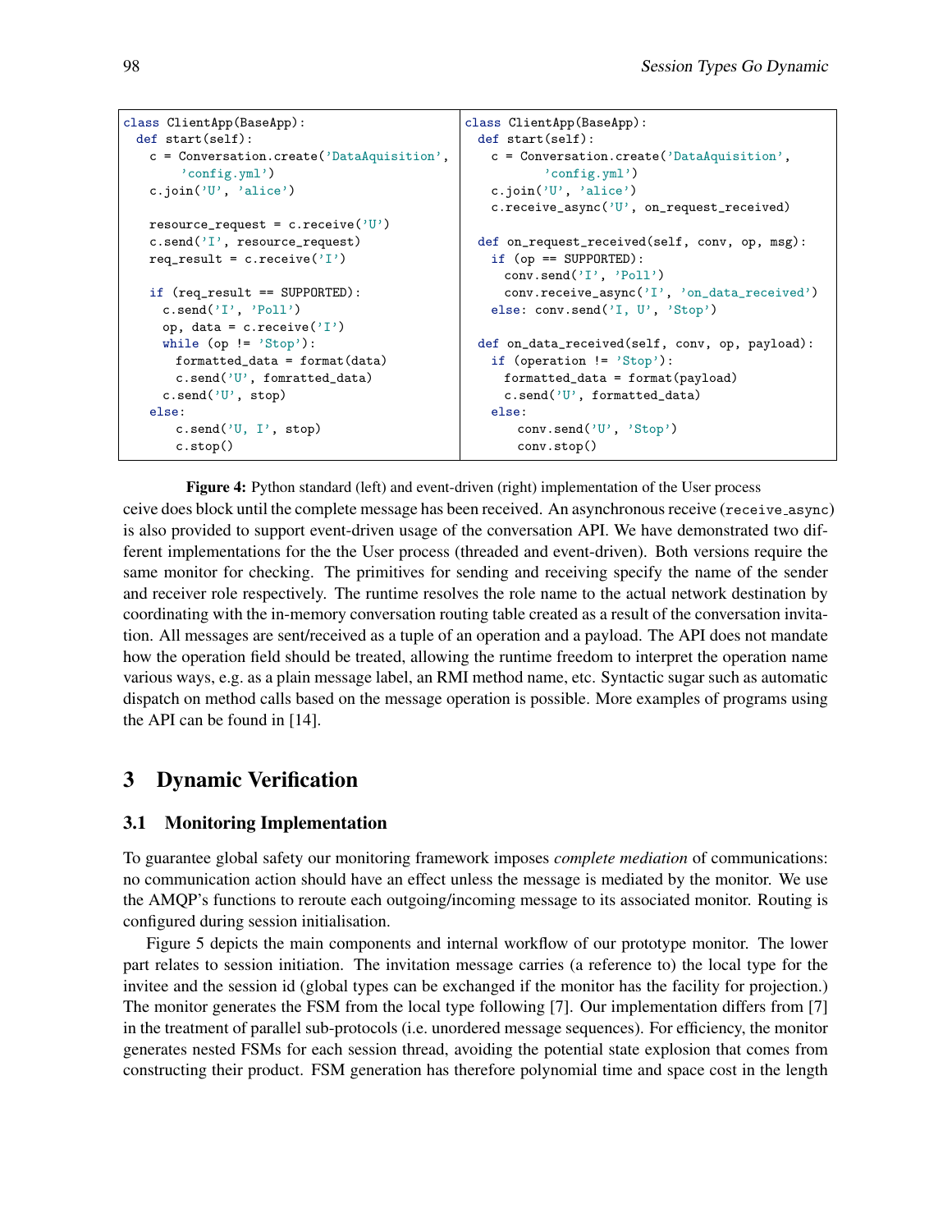```python
class ClientApp(BaseApp):
  def start(self):
    c = Conversation.create('DataAquisition',
        'config.yml')
    c.join('U', 'alice')

    resource_request = c.receive('U')
    c.send('I', resource_request)
    req_result = c.receive('I')

    if (req_result == SUPPORTED):
      c.send('I', 'Poll')
      op, data = c.receive('I')
      while (op != 'Stop'):
        formatted_data = format(data)
        c.send('U', fomratted_data)
      c.send('U', stop)
    else:
        c.send('U, I', stop)
        c.stop()
```

```python
class ClientApp(BaseApp):
  def start(self):
    c = Conversation.create('DataAquisition',
          'config.yml')
    c.join('U', 'alice')
    c.receive_async('U', on_request_received)

  def on_request_received(self, conv, op, msg):
    if (op == SUPPORTED):
      conv.send('I', 'Poll')
      conv.receive_async('I', 'on_data_received')
    else: conv.send('I, U', 'Stop')

  def on_data_received(self, conv, op, payload):
    if (operation != 'Stop'):
      formatted_data = format(payload)
      c.send('U', formatted_data)
    else:
        conv.send('U', 'Stop')
        conv.stop()
```

**Figure 4:** Python standard (left) and event-driven (right) implementation of the User process

ceive does block until the complete message has been received. An asynchronous receive (receive_async) is also provided to support event-driven usage of the conversation API. We have demonstrated two different implementations for the the User process (threaded and event-driven). Both versions require the same monitor for checking. The primitives for sending and receiving specify the name of the sender and receiver role respectively. The runtime resolves the role name to the actual network destination by coordinating with the in-memory conversation routing table created as a result of the conversation invitation. All messages are sent/received as a tuple of an operation and a payload. The API does not mandate how the operation field should be treated, allowing the runtime freedom to interpret the operation name various ways, e.g. as a plain message label, an RMI method name, etc. Syntactic sugar such as automatic dispatch on method calls based on the message operation is possible. More examples of programs using the API can be found in [14].

## 3 Dynamic Verification

### 3.1 Monitoring Implementation

To guarantee global safety our monitoring framework imposes *complete mediation* of communications: no communication action should have an effect unless the message is mediated by the monitor. We use the AMQP's functions to reroute each outgoing/incoming message to its associated monitor. Routing is configured during session initialisation.

Figure 5 depicts the main components and internal workflow of our prototype monitor. The lower part relates to session initiation. The invitation message carries (a reference to) the local type for the invitee and the session id (global types can be exchanged if the monitor has the facility for projection.) The monitor generates the FSM from the local type following [7]. Our implementation differs from [7] in the treatment of parallel sub-protocols (i.e. unordered message sequences). For efficiency, the monitor generates nested FSMs for each session thread, avoiding the potential state explosion that comes from constructing their product. FSM generation has therefore polynomial time and space cost in the length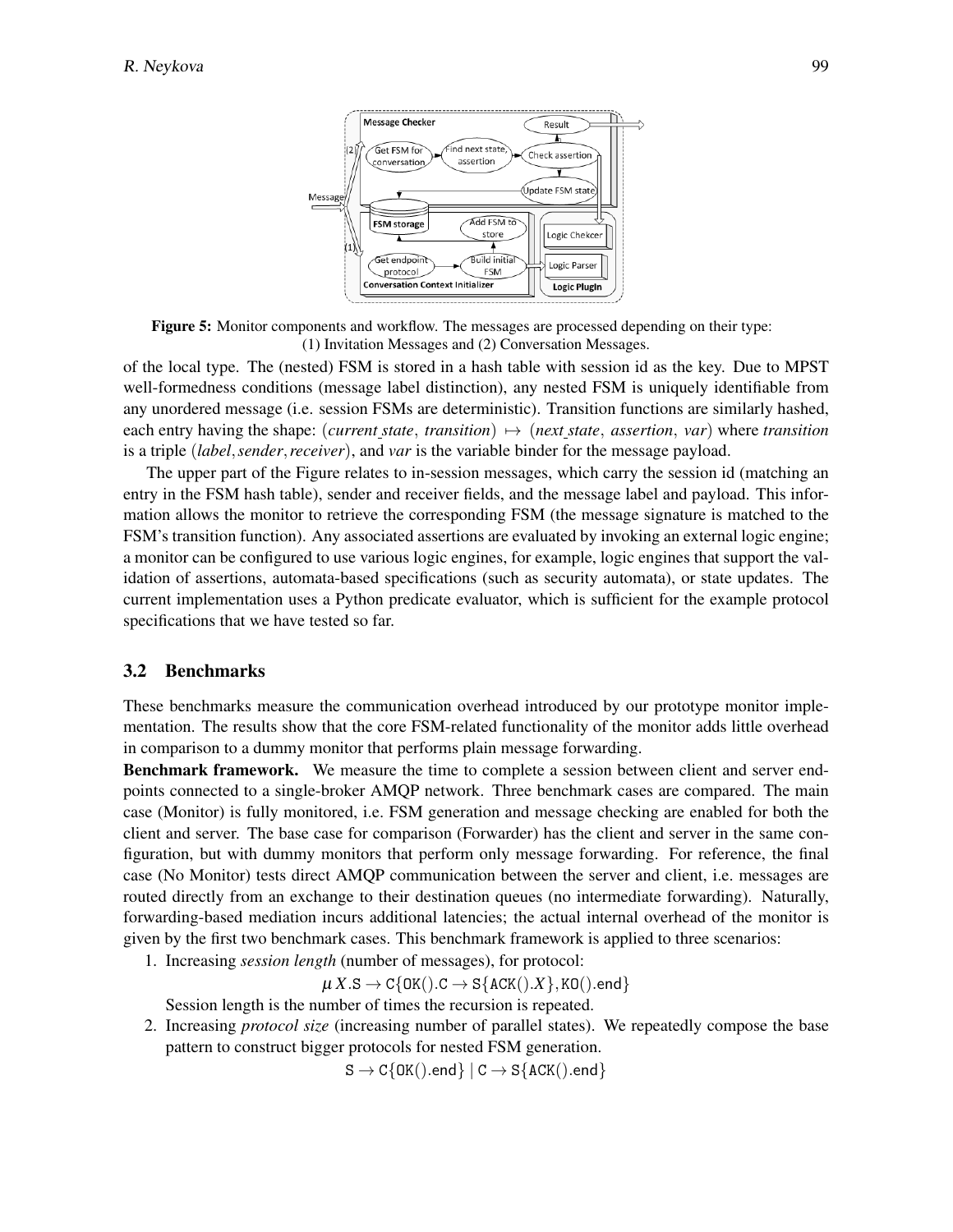Figure 5: Monitor components and workflow. The messages are processed depending on their type: (1) Invitation Messages and (2) Conversation Messages.

of the local type. The (nested) FSM is stored in a hash table with session id as the key. Due to MPST well-formedness conditions (message label distinction), any nested FSM is uniquely identifiable from any unordered message (i.e. session FSMs are deterministic). Transition functions are similarly hashed, each entry having the shape: $(\mathit{current\_state},\ \mathit{transition}) \mapsto (\mathit{next\_state},\ \mathit{assertion},\ \mathit{var})$ where *transition* is a triple $(\mathit{label}, \mathit{sender}, \mathit{receiver})$, and *var* is the variable binder for the message payload.

The upper part of the Figure relates to in-session messages, which carry the session id (matching an entry in the FSM hash table), sender and receiver fields, and the message label and payload. This information allows the monitor to retrieve the corresponding FSM (the message signature is matched to the FSM's transition function). Any associated assertions are evaluated by invoking an external logic engine; a monitor can be configured to use various logic engines, for example, logic engines that support the validation of assertions, automata-based specifications (such as security automata), or state updates. The current implementation uses a Python predicate evaluator, which is sufficient for the example protocol specifications that we have tested so far.

## 3.2 Benchmarks

These benchmarks measure the communication overhead introduced by our prototype monitor implementation. The results show that the core FSM-related functionality of the monitor adds little overhead in comparison to a dummy monitor that performs plain message forwarding.

**Benchmark framework.** We measure the time to complete a session between client and server endpoints connected to a single-broker AMQP network. Three benchmark cases are compared. The main case (Monitor) is fully monitored, i.e. FSM generation and message checking are enabled for both the client and server. The base case for comparison (Forwarder) has the client and server in the same configuration, but with dummy monitors that perform only message forwarding. For reference, the final case (No Monitor) tests direct AMQP communication between the server and client, i.e. messages are routed directly from an exchange to their destination queues (no intermediate forwarding). Naturally, forwarding-based mediation incurs additional latencies; the actual internal overhead of the monitor is given by the first two benchmark cases. This benchmark framework is applied to three scenarios:

1. Increasing *session length* (number of messages), for protocol:

   $$\mu X.\mathtt{S} \to \mathtt{C}\{\mathtt{OK}().\mathtt{C} \to \mathtt{S}\{\mathtt{ACK}().X\}, \mathtt{KO}().\mathsf{end}\}$$

   Session length is the number of times the recursion is repeated.

2. Increasing *protocol size* (increasing number of parallel states). We repeatedly compose the base pattern to construct bigger protocols for nested FSM generation.

   $$\mathtt{S} \to \mathtt{C}\{\mathtt{OK}().\mathsf{end}\} \mid \mathtt{C} \to \mathtt{S}\{\mathtt{ACK}().\mathsf{end}\}$$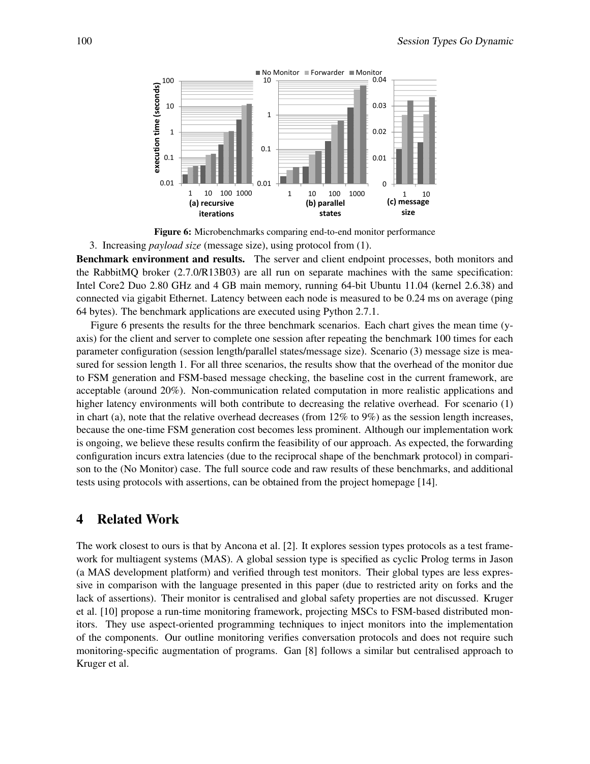**Figure 6:** Microbenchmarks comparing end-to-end monitor performance

3. Increasing *payload size* (message size), using protocol from (1).

**Benchmark environment and results.** The server and client endpoint processes, both monitors and the RabbitMQ broker (2.7.0/R13B03) are all run on separate machines with the same specification: Intel Core2 Duo 2.80 GHz and 4 GB main memory, running 64-bit Ubuntu 11.04 (kernel 2.6.38) and connected via gigabit Ethernet. Latency between each node is measured to be 0.24 ms on average (ping 64 bytes). The benchmark applications are executed using Python 2.7.1.

Figure 6 presents the results for the three benchmark scenarios. Each chart gives the mean time (y-axis) for the client and server to complete one session after repeating the benchmark 100 times for each parameter configuration (session length/parallel states/message size). Scenario (3) message size is measured for session length 1. For all three scenarios, the results show that the overhead of the monitor due to FSM generation and FSM-based message checking, the baseline cost in the current framework, are acceptable (around 20%). Non-communication related computation in more realistic applications and higher latency environments will both contribute to decreasing the relative overhead. For scenario (1) in chart (a), note that the relative overhead decreases (from 12% to 9%) as the session length increases, because the one-time FSM generation cost becomes less prominent. Although our implementation work is ongoing, we believe these results confirm the feasibility of our approach. As expected, the forwarding configuration incurs extra latencies (due to the reciprocal shape of the benchmark protocol) in comparison to the (No Monitor) case. The full source code and raw results of these benchmarks, and additional tests using protocols with assertions, can be obtained from the project homepage [14].

## 4 Related Work

The work closest to ours is that by Ancona et al. [2]. It explores session types protocols as a test framework for multiagent systems (MAS). A global session type is specified as cyclic Prolog terms in Jason (a MAS development platform) and verified through test monitors. Their global types are less expressive in comparison with the language presented in this paper (due to restricted arity on forks and the lack of assertions). Their monitor is centralised and global safety properties are not discussed. Kruger et al. [10] propose a run-time monitoring framework, projecting MSCs to FSM-based distributed monitors. They use aspect-oriented programming techniques to inject monitors into the implementation of the components. Our outline monitoring verifies conversation protocols and does not require such monitoring-specific augmentation of programs. Gan [8] follows a similar but centralised approach to Kruger et al.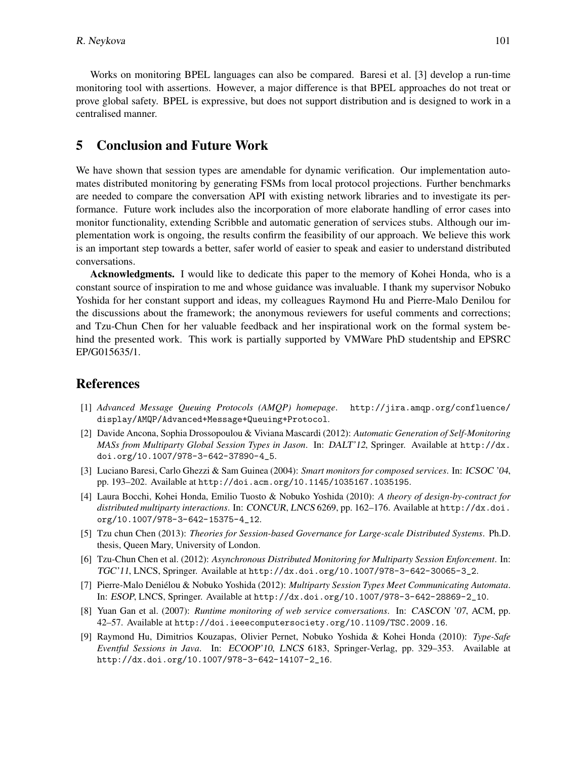Works on monitoring BPEL languages can also be compared. Baresi et al. [3] develop a run-time monitoring tool with assertions. However, a major difference is that BPEL approaches do not treat or prove global safety. BPEL is expressive, but does not support distribution and is designed to work in a centralised manner.

## 5 Conclusion and Future Work

We have shown that session types are amendable for dynamic verification. Our implementation automates distributed monitoring by generating FSMs from local protocol projections. Further benchmarks are needed to compare the conversation API with existing network libraries and to investigate its performance. Future work includes also the incorporation of more elaborate handling of error cases into monitor functionality, extending Scribble and automatic generation of services stubs. Although our implementation work is ongoing, the results confirm the feasibility of our approach. We believe this work is an important step towards a better, safer world of easier to speak and easier to understand distributed conversations.

**Acknowledgments.** I would like to dedicate this paper to the memory of Kohei Honda, who is a constant source of inspiration to me and whose guidance was invaluable. I thank my supervisor Nobuko Yoshida for her constant support and ideas, my colleagues Raymond Hu and Pierre-Malo Denilou for the discussions about the framework; the anonymous reviewers for useful comments and corrections; and Tzu-Chun Chen for her valuable feedback and her inspirational work on the formal system behind the presented work. This work is partially supported by VMWare PhD studentship and EPSRC EP/G015635/1.

## References

[1] *Advanced Message Queuing Protocols (AMQP) homepage*. http://jira.amqp.org/confluence/display/AMQP/Advanced+Message+Queuing+Protocol.

[2] Davide Ancona, Sophia Drossopoulou & Viviana Mascardi (2012): *Automatic Generation of Self-Monitoring MASs from Multiparty Global Session Types in Jason*. In: *DALT'12*, Springer. Available at http://dx.doi.org/10.1007/978-3-642-37890-4_5.

[3] Luciano Baresi, Carlo Ghezzi & Sam Guinea (2004): *Smart monitors for composed services*. In: *ICSOC '04*, pp. 193–202. Available at http://doi.acm.org/10.1145/1035167.1035195.

[4] Laura Bocchi, Kohei Honda, Emilio Tuosto & Nobuko Yoshida (2010): *A theory of design-by-contract for distributed multiparty interactions*. In: *CONCUR*, *LNCS* 6269, pp. 162–176. Available at http://dx.doi.org/10.1007/978-3-642-15375-4_12.

[5] Tzu chun Chen (2013): *Theories for Session-based Governance for Large-scale Distributed Systems*. Ph.D. thesis, Queen Mary, University of London.

[6] Tzu-Chun Chen et al. (2012): *Asynchronous Distributed Monitoring for Multiparty Session Enforcement*. In: *TGC'11*, LNCS, Springer. Available at http://dx.doi.org/10.1007/978-3-642-30065-3_2.

[7] Pierre-Malo Deniélou & Nobuko Yoshida (2012): *Multiparty Session Types Meet Communicating Automata*. In: *ESOP*, LNCS, Springer. Available at http://dx.doi.org/10.1007/978-3-642-28869-2_10.

[8] Yuan Gan et al. (2007): *Runtime monitoring of web service conversations*. In: *CASCON '07*, ACM, pp. 42–57. Available at http://doi.ieeecomputersociety.org/10.1109/TSC.2009.16.

[9] Raymond Hu, Dimitrios Kouzapas, Olivier Pernet, Nobuko Yoshida & Kohei Honda (2010): *Type-Safe Eventful Sessions in Java*. In: *ECOOP'10*, *LNCS* 6183, Springer-Verlag, pp. 329–353. Available at http://dx.doi.org/10.1007/978-3-642-14107-2_16.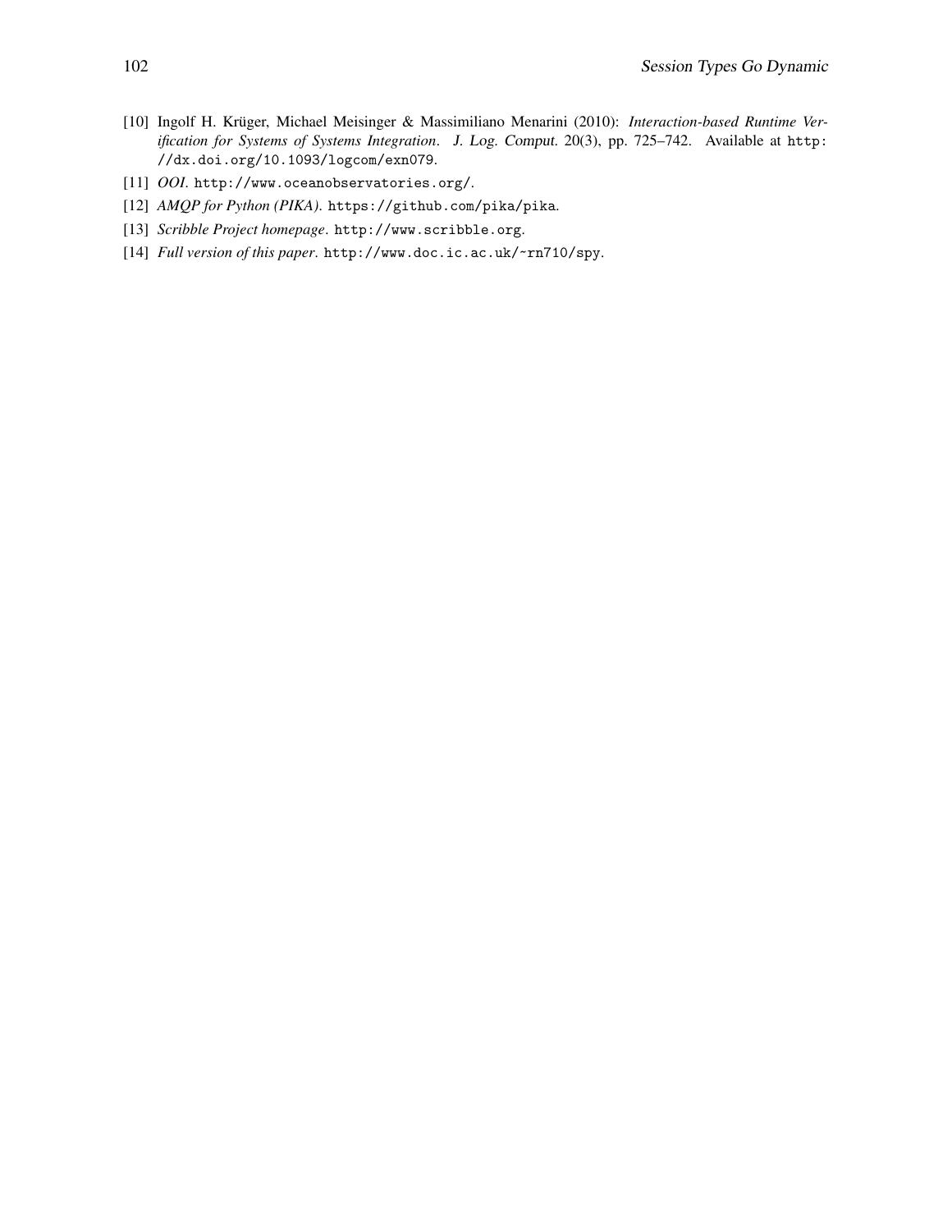[10] Ingolf H. Krüger, Michael Meisinger & Massimiliano Menarini (2010): *Interaction-based Runtime Verification for Systems of Systems Integration*. J. Log. Comput. 20(3), pp. 725–742. Available at http://dx.doi.org/10.1093/logcom/exn079.

[11] *OOI*. http://www.oceanobservatories.org/.

[12] *AMQP for Python (PIKA)*. https://github.com/pika/pika.

[13] *Scribble Project homepage*. http://www.scribble.org.

[14] *Full version of this paper*. http://www.doc.ic.ac.uk/~rn710/spy.